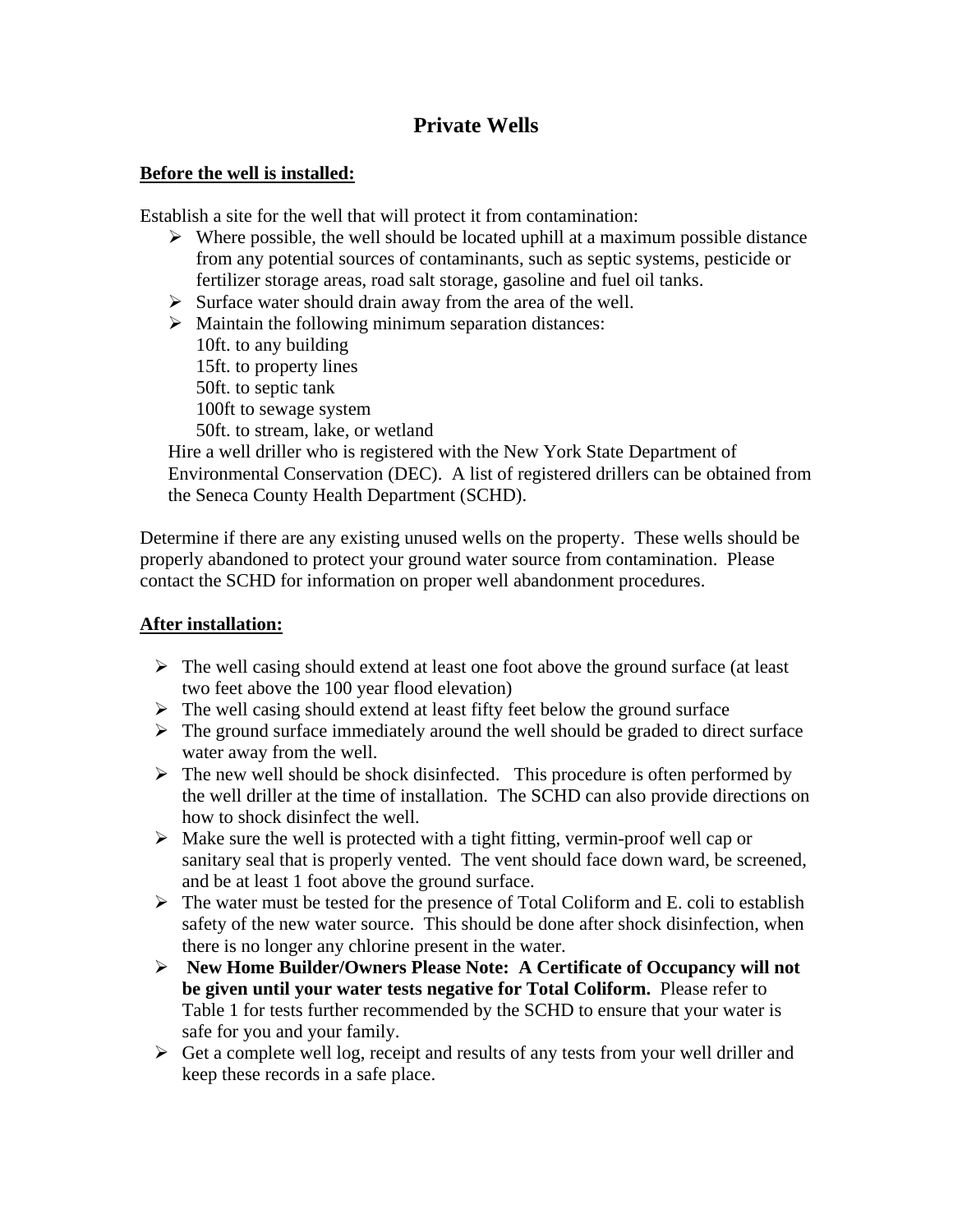# Private Wells

**<u>Before the well is installed:</u>**

Establish a site for the well that will protect it from contamination:

- Where possible, the well should be located uphill at a maximum possible distance from any potential sources of contaminants, such as septic systems, pesticide or fertilizer storage areas, road salt storage, gasoline and fuel oil tanks.
- Surface water should drain away from the area of the well.
- Maintain the following minimum separation distances:
  10ft. to any building
  15ft. to property lines
  50ft. to septic tank
  100ft to sewage system
  50ft. to stream, lake, or wetland

Hire a well driller who is registered with the New York State Department of Environmental Conservation (DEC). A list of registered drillers can be obtained from the Seneca County Health Department (SCHD).

Determine if there are any existing unused wells on the property. These wells should be properly abandoned to protect your ground water source from contamination. Please contact the SCHD for information on proper well abandonment procedures.

**<u>After installation:</u>**

- The well casing should extend at least one foot above the ground surface (at least two feet above the 100 year flood elevation)
- The well casing should extend at least fifty feet below the ground surface
- The ground surface immediately around the well should be graded to direct surface water away from the well.
- The new well should be shock disinfected. This procedure is often performed by the well driller at the time of installation. The SCHD can also provide directions on how to shock disinfect the well.
- Make sure the well is protected with a tight fitting, vermin-proof well cap or sanitary seal that is properly vented. The vent should face down ward, be screened, and be at least 1 foot above the ground surface.
- The water must be tested for the presence of Total Coliform and E. coli to establish safety of the new water source. This should be done after shock disinfection, when there is no longer any chlorine present in the water.
- **New Home Builder/Owners Please Note: A Certificate of Occupancy will not be given until your water tests negative for Total Coliform.** Please refer to Table 1 for tests further recommended by the SCHD to ensure that your water is safe for you and your family.
- Get a complete well log, receipt and results of any tests from your well driller and keep these records in a safe place.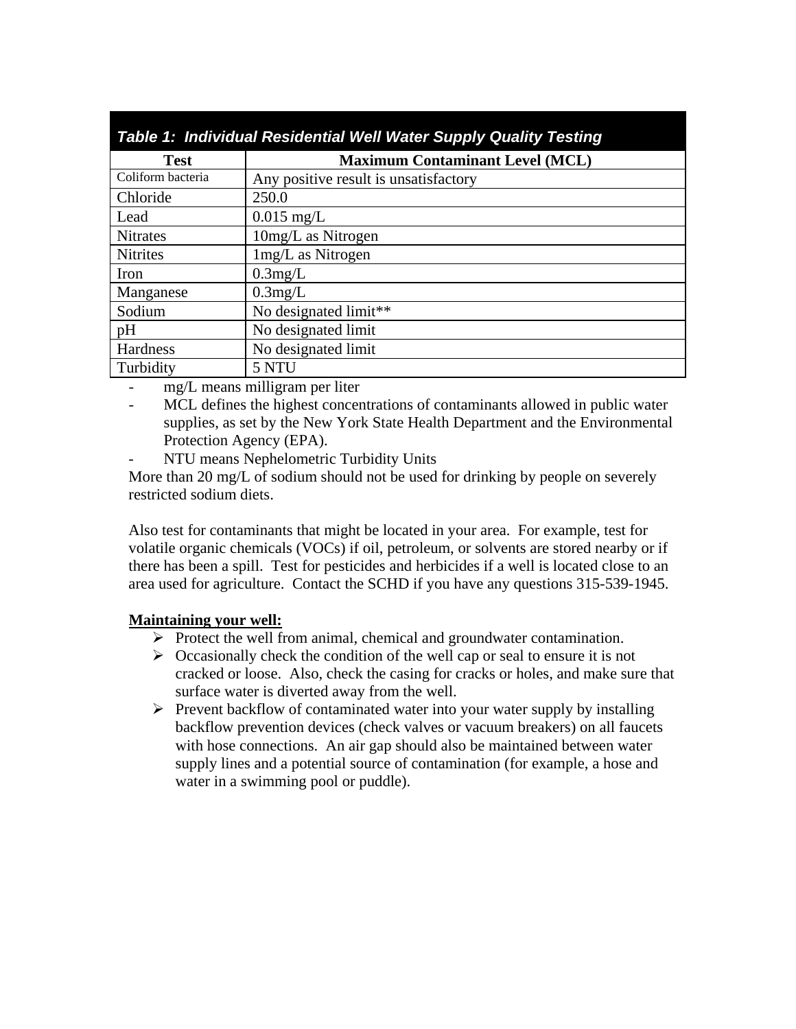| *Table 1: Individual Residential Well Water Supply Quality Testing* | |
|---|---|
| **Test** | **Maximum Contaminant Level (MCL)** |
| Coliform bacteria | Any positive result is unsatisfactory |
| Chloride | 250.0 |
| Lead | 0.015 mg/L |
| Nitrates | 10mg/L as Nitrogen |
| Nitrites | 1mg/L as Nitrogen |
| Iron | 0.3mg/L |
| Manganese | 0.3mg/L |
| Sodium | No designated limit** |
| pH | No designated limit |
| Hardness | No designated limit |
| Turbidity | 5 NTU |

- mg/L means milligram per liter
- MCL defines the highest concentrations of contaminants allowed in public water supplies, as set by the New York State Health Department and the Environmental Protection Agency (EPA).
- NTU means Nephelometric Turbidity Units

More than 20 mg/L of sodium should not be used for drinking by people on severely restricted sodium diets.

Also test for contaminants that might be located in your area. For example, test for volatile organic chemicals (VOCs) if oil, petroleum, or solvents are stored nearby or if there has been a spill. Test for pesticides and herbicides if a well is located close to an area used for agriculture. Contact the SCHD if you have any questions 315-539-1945.

**Maintaining your well:**

- Protect the well from animal, chemical and groundwater contamination.
- Occasionally check the condition of the well cap or seal to ensure it is not cracked or loose. Also, check the casing for cracks or holes, and make sure that surface water is diverted away from the well.
- Prevent backflow of contaminated water into your water supply by installing backflow prevention devices (check valves or vacuum breakers) on all faucets with hose connections. An air gap should also be maintained between water supply lines and a potential source of contamination (for example, a hose and water in a swimming pool or puddle).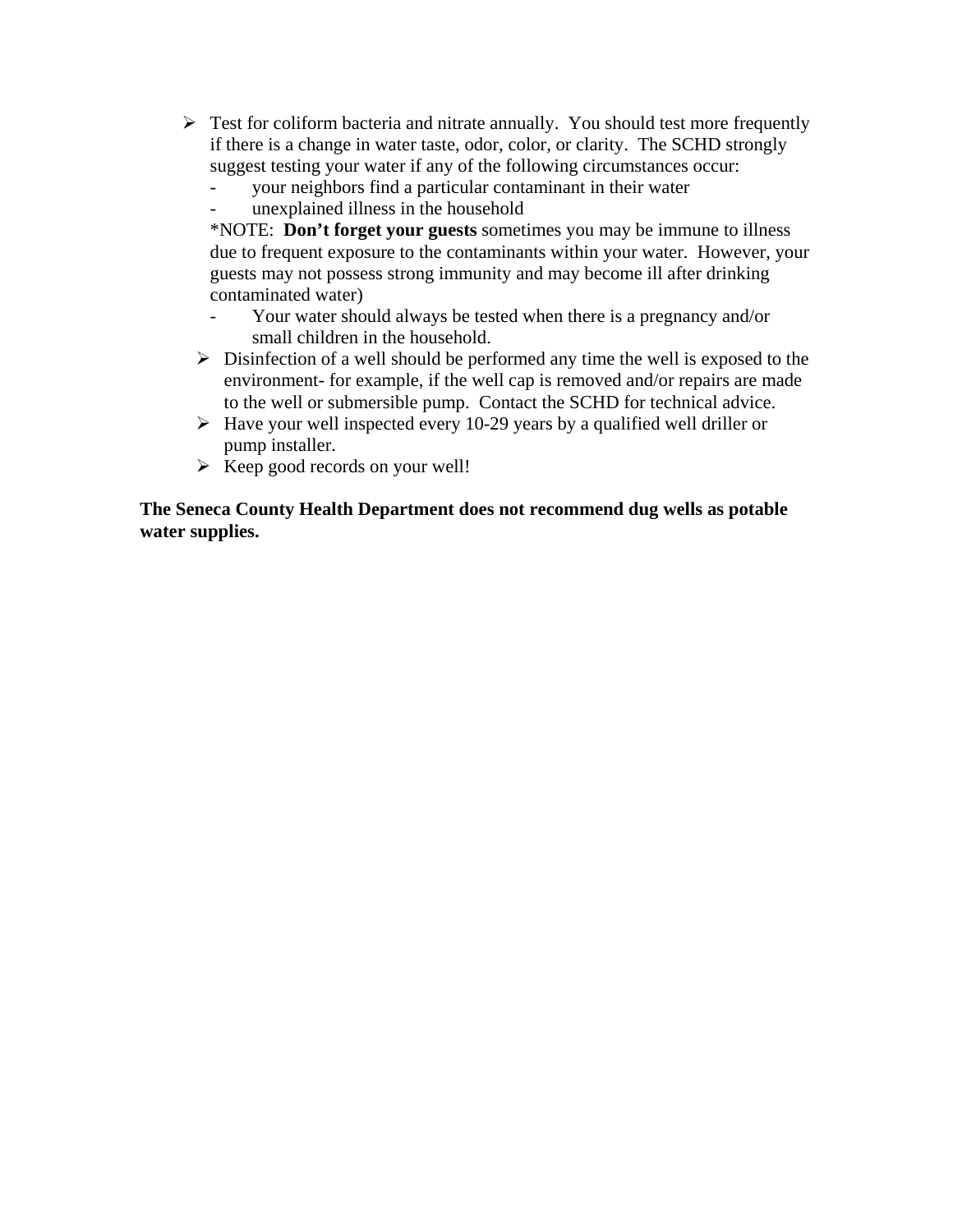- Test for coliform bacteria and nitrate annually. You should test more frequently if there is a change in water taste, odor, color, or clarity. The SCHD strongly suggest testing your water if any of the following circumstances occur:
  - your neighbors find a particular contaminant in their water
  - unexplained illness in the household

  *NOTE: **Don't forget your guests** sometimes you may be immune to illness due to frequent exposure to the contaminants within your water. However, your guests may not possess strong immunity and may become ill after drinking contaminated water)
  - Your water should always be tested when there is a pregnancy and/or small children in the household.
- Disinfection of a well should be performed any time the well is exposed to the environment- for example, if the well cap is removed and/or repairs are made to the well or submersible pump. Contact the SCHD for technical advice.
- Have your well inspected every 10-29 years by a qualified well driller or pump installer.
- Keep good records on your well!

**The Seneca County Health Department does not recommend dug wells as potable water supplies.**